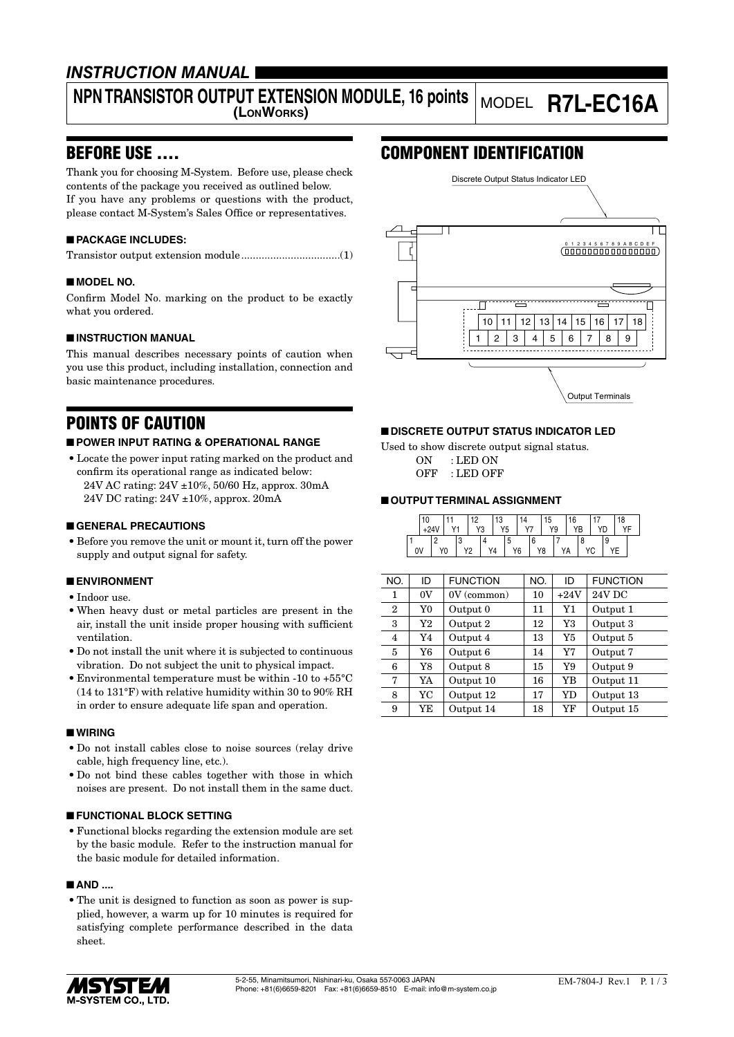# INSTRUCTION MANUAL

## NPN TRANSISTOR OUTPUT EXTENSION MODULE, 16 points (LONWORKS)

MODEL **R7L-EC16A**

## BEFORE USE ....

Thank you for choosing M-System. Before use, please check contents of the package you received as outlined below. If you have any problems or questions with the product, please contact M-System's Sales Office or representatives.

### ■ PACKAGE INCLUDES:

Transistor output extension module..................................(1)

### ■ MODEL NO.

Confirm Model No. marking on the product to be exactly what you ordered.

### ■ INSTRUCTION MANUAL

This manual describes necessary points of caution when you use this product, including installation, connection and basic maintenance procedures.

## POINTS OF CAUTION

### ■ POWER INPUT RATING & OPERATIONAL RANGE

- Locate the power input rating marked on the product and confirm its operational range as indicated below:
  24V AC rating: 24V ±10%, 50/60 Hz, approx. 30mA
  24V DC rating: 24V ±10%, approx. 20mA

### ■ GENERAL PRECAUTIONS

- Before you remove the unit or mount it, turn off the power supply and output signal for safety.

### ■ ENVIRONMENT

- Indoor use.
- When heavy dust or metal particles are present in the air, install the unit inside proper housing with sufficient ventilation.
- Do not install the unit where it is subjected to continuous vibration. Do not subject the unit to physical impact.
- Environmental temperature must be within -10 to +55°C (14 to 131°F) with relative humidity within 30 to 90% RH in order to ensure adequate life span and operation.

### ■ WIRING

- Do not install cables close to noise sources (relay drive cable, high frequency line, etc.).
- Do not bind these cables together with those in which noises are present. Do not install them in the same duct.

### ■ FUNCTIONAL BLOCK SETTING

- Functional blocks regarding the extension module are set by the basic module. Refer to the instruction manual for the basic module for detailed information.

### ■ AND ....

- The unit is designed to function as soon as power is supplied, however, a warm up for 10 minutes is required for satisfying complete performance described in the data sheet.

## COMPONENT IDENTIFICATION

Discrete Output Status Indicator LED

0 1 2 3 4 5 6 7 8 9 A B C D E F

| 10 | 11 | 12 | 13 | 14 | 15 | 16 | 17 | 18 |
|---|---|---|---|---|---|---|---|---|
| 1 | 2 | 3 | 4 | 5 | 6 | 7 | 8 | 9 |

Output Terminals

### ■ DISCRETE OUTPUT STATUS INDICATOR LED

Used to show discrete output signal status.

ON : LED ON
OFF : LED OFF

### ■ OUTPUT TERMINAL ASSIGNMENT

| 10 +24V | 11 Y1 | 12 Y3 | 13 Y5 | 14 Y7 | 15 Y9 | 16 YB | 17 YD | 18 YF |
|---|---|---|---|---|---|---|---|---|
| 1 0V | 2 Y0 | 3 Y2 | 4 Y4 | 5 Y6 | 6 Y8 | 7 YA | 8 YC | 9 YE |

| NO. | ID | FUNCTION | NO. | ID | FUNCTION |
|---|---|---|---|---|---|
| 1 | 0V | 0V (common) | 10 | +24V | 24V DC |
| 2 | Y0 | Output 0 | 11 | Y1 | Output 1 |
| 3 | Y2 | Output 2 | 12 | Y3 | Output 3 |
| 4 | Y4 | Output 4 | 13 | Y5 | Output 5 |
| 5 | Y6 | Output 6 | 14 | Y7 | Output 7 |
| 6 | Y8 | Output 8 | 15 | Y9 | Output 9 |
| 7 | YA | Output 10 | 16 | YB | Output 11 |
| 8 | YC | Output 12 | 17 | YD | Output 13 |
| 9 | YE | Output 14 | 18 | YF | Output 15 |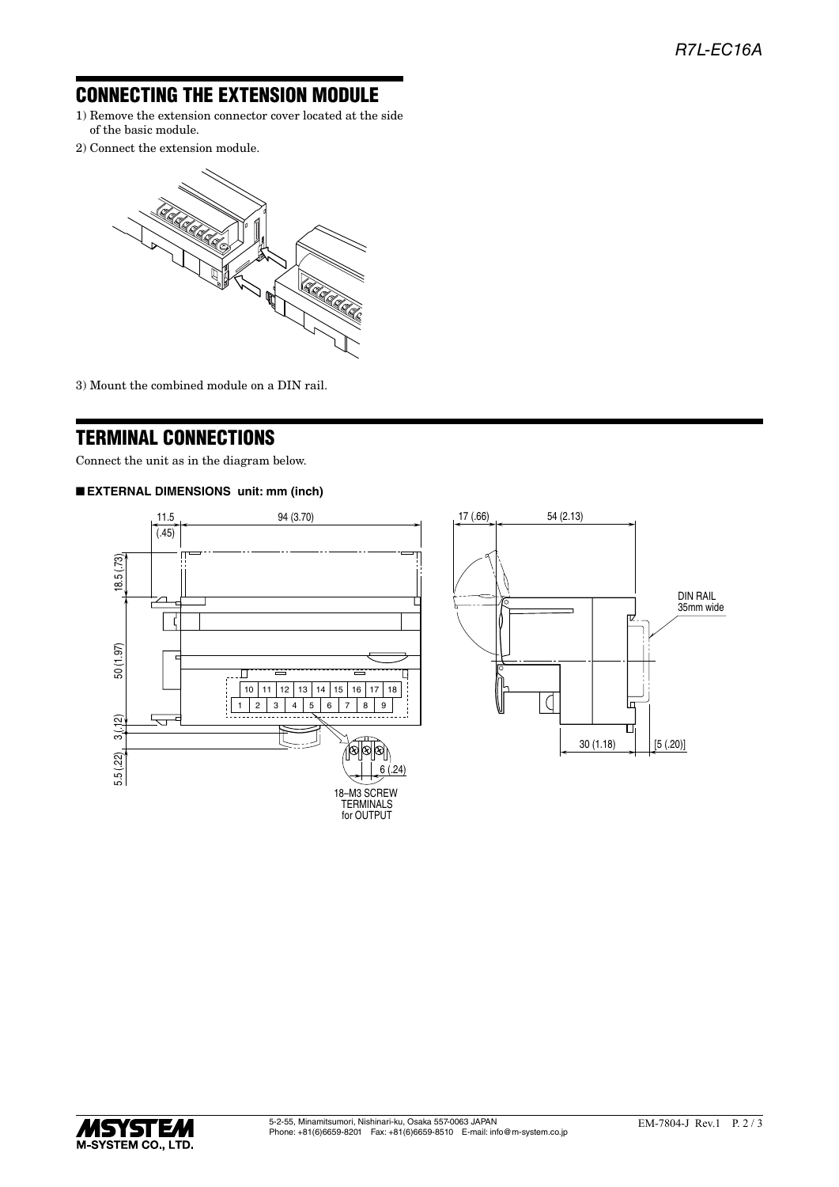## CONNECTING THE EXTENSION MODULE

1) Remove the extension connector cover located at the side of the basic module.
2) Connect the extension module.

3) Mount the combined module on a DIN rail.

## TERMINAL CONNECTIONS

Connect the unit as in the diagram below.

### ■ EXTERNAL DIMENSIONS unit: mm (inch)

11.5 (.45)   94 (3.70)   17 (.66)   54 (2.13)

18.5 (.73)   50 (1.97)   3 (.12)   5.5 (.22)

DIN RAIL 35mm wide

| 10 | 11 | 12 | 13 | 14 | 15 | 16 | 17 | 18 |
|---|---|---|---|---|---|---|---|---|
| 1 | 2 | 3 | 4 | 5 | 6 | 7 | 8 | 9 |

6 (.24)

18–M3 SCREW TERMINALS for OUTPUT

30 (1.18)   [5 (.20)]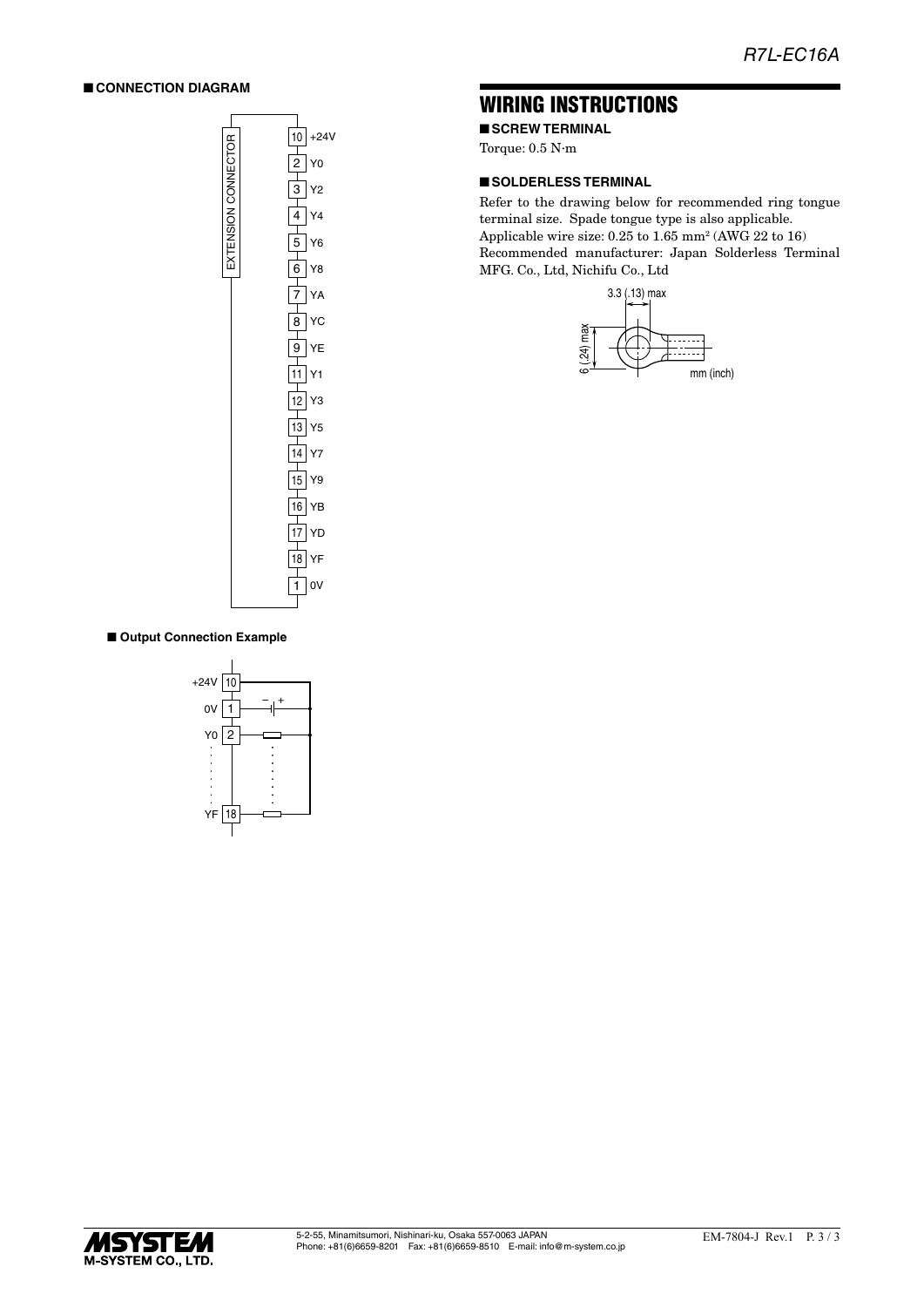■ **CONNECTION DIAGRAM**

EXTENSION CONNECTOR

10 +24V
2 Y0
3 Y2
4 Y4
5 Y6
6 Y8
7 YA
8 YC
9 YE
11 Y1
12 Y3
13 Y5
14 Y7
15 Y9
16 YB
17 YD
18 YF
1 0V

■ **Output Connection Example**

+24V 10
0V 1
Y0 2
YF 18

– +

# WIRING INSTRUCTIONS

■ **SCREW TERMINAL**

Torque: 0.5 N·m

■ **SOLDERLESS TERMINAL**

Refer to the drawing below for recommended ring tongue terminal size. Spade tongue type is also applicable.
Applicable wire size: 0.25 to 1.65 mm$^2$ (AWG 22 to 16)
Recommended manufacturer: Japan Solderless Terminal MFG. Co., Ltd, Nichifu Co., Ltd

3.3 (.13) max
6 (.24) max
mm (inch)